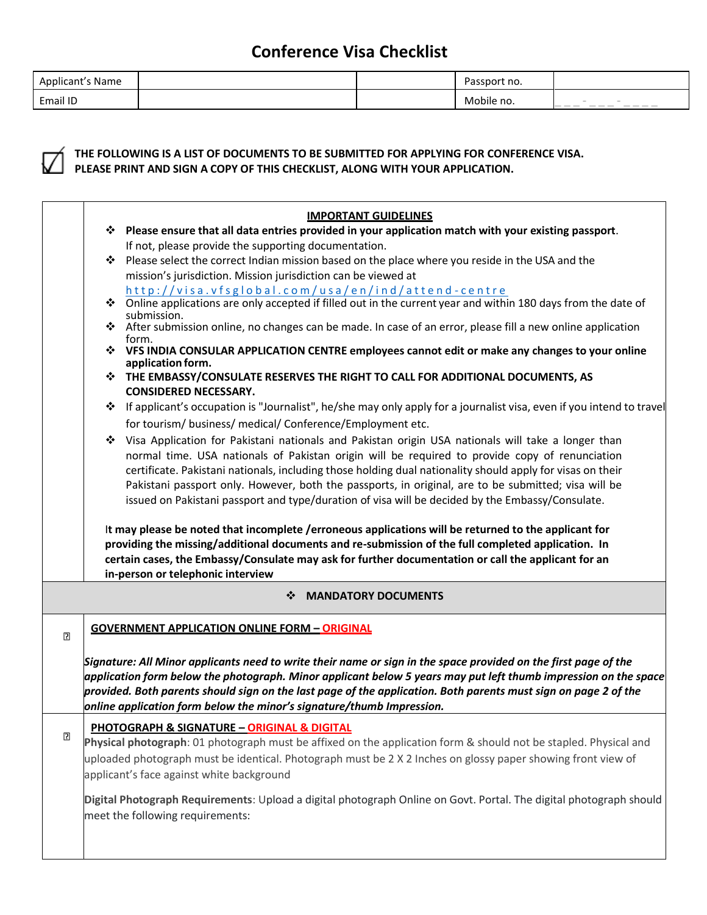# Conference Visa Checklist

| Applicant's Name | | | Passport no. | |
|---|---|---|---|---|
| Email ID | | | Mobile no. | ___-___-____ |

☑ **THE FOLLOWING IS A LIST OF DOCUMENTS TO BE SUBMITTED FOR APPLYING FOR CONFERENCE VISA. PLEASE PRINT AND SIGN A COPY OF THIS CHECKLIST, ALONG WITH YOUR APPLICATION.**

**IMPORTANT GUIDELINES**

- **Please ensure that all data entries provided in your application match with your existing passport**. If not, please provide the supporting documentation.
- Please select the correct Indian mission based on the place where you reside in the USA and the mission's jurisdiction. Mission jurisdiction can be viewed at http://visa.vfsglobal.com/usa/en/ind/attend-centre
- Online applications are only accepted if filled out in the current year and within 180 days from the date of submission.
- After submission online, no changes can be made. In case of an error, please fill a new online application form.
- **VFS INDIA CONSULAR APPLICATION CENTRE employees cannot edit or make any changes to your online application form.**
- **THE EMBASSY/CONSULATE RESERVES THE RIGHT TO CALL FOR ADDITIONAL DOCUMENTS, AS CONSIDERED NECESSARY.**
- If applicant's occupation is "Journalist", he/she may only apply for a journalist visa, even if you intend to travel for tourism/ business/ medical/ Conference/Employment etc.
- Visa Application for Pakistani nationals and Pakistan origin USA nationals will take a longer than normal time. USA nationals of Pakistan origin will be required to provide copy of renunciation certificate. Pakistani nationals, including those holding dual nationality should apply for visas on their Pakistani passport only. However, both the passports, in original, are to be submitted; visa will be issued on Pakistani passport and type/duration of visa will be decided by the Embassy/Consulate.

**It may please be noted that incomplete /erroneous applications will be returned to the applicant for providing the missing/additional documents and re-submission of the full completed application. In certain cases, the Embassy/Consulate may ask for further documentation or call the applicant for an in-person or telephonic interview**

## MANDATORY DOCUMENTS

☐ **GOVERNMENT APPLICATION ONLINE FORM – ORIGINAL**

***Signature: All Minor applicants need to write their name or sign in the space provided on the first page of the application form below the photograph. Minor applicant below 5 years may put left thumb impression on the space provided. Both parents should sign on the last page of the application. Both parents must sign on page 2 of the online application form below the minor's signature/thumb Impression.***

☐ **PHOTOGRAPH & SIGNATURE – ORIGINAL & DIGITAL**

**Physical photograph**: 01 photograph must be affixed on the application form & should not be stapled. Physical and uploaded photograph must be identical. Photograph must be 2 X 2 Inches on glossy paper showing front view of applicant's face against white background

**Digital Photograph Requirements**: Upload a digital photograph Online on Govt. Portal. The digital photograph should meet the following requirements: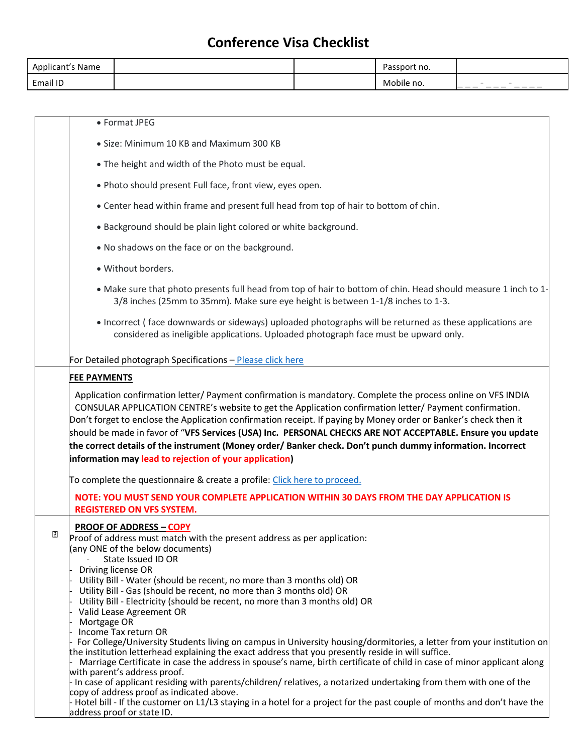# Conference Visa Checklist

| Applicant's Name | | | Passport no. | |
|---|---|---|---|---|
| Email ID | | | Mobile no. | ___-___-____ |

| | |
|---|---|
| | • Format JPEG<br><br>• Size: Minimum 10 KB and Maximum 300 KB<br><br>• The height and width of the Photo must be equal.<br><br>• Photo should present Full face, front view, eyes open.<br><br>• Center head within frame and present full head from top of hair to bottom of chin.<br><br>• Background should be plain light colored or white background.<br><br>• No shadows on the face or on the background.<br><br>• Without borders.<br><br>• Make sure that photo presents full head from top of hair to bottom of chin. Head should measure 1 inch to 1-3/8 inches (25mm to 35mm). Make sure eye height is between 1-1/8 inches to 1-3.<br><br>• Incorrect ( face downwards or sideways) uploaded photographs will be returned as these applications are considered as ineligible applications. Uploaded photograph face must be upward only.<br><br>For Detailed photograph Specifications – Please click here |
| | **FEE PAYMENTS**<br><br>Application confirmation letter/ Payment confirmation is mandatory. Complete the process online on VFS INDIA CONSULAR APPLICATION CENTRE's website to get the Application confirmation letter/ Payment confirmation. Don't forget to enclose the Application confirmation receipt. If paying by Money order or Banker's check then it should be made in favor of "**VFS Services (USA) Inc. PERSONAL CHECKS ARE NOT ACCEPTABLE. Ensure you update the correct details of the instrument (Money order/ Banker check. Don't punch dummy information. Incorrect information may lead to rejection of your application**)<br><br>To complete the questionnaire & create a profile: Click here to proceed.<br><br>**NOTE: YOU MUST SEND YOUR COMPLETE APPLICATION WITHIN 30 DAYS FROM THE DAY APPLICATION IS REGISTERED ON VFS SYSTEM.** |
| ☐ | **PROOF OF ADDRESS – COPY**<br>Proof of address must match with the present address as per application:<br>(any ONE of the below documents)<br>- State Issued ID OR<br>- Driving license OR<br>- Utility Bill - Water (should be recent, no more than 3 months old) OR<br>- Utility Bill - Gas (should be recent, no more than 3 months old) OR<br>- Utility Bill - Electricity (should be recent, no more than 3 months old) OR<br>- Valid Lease Agreement OR<br>- Mortgage OR<br>- Income Tax return OR<br>- For College/University Students living on campus in University housing/dormitories, a letter from your institution on the institution letterhead explaining the exact address that you presently reside in will suffice.<br>- Marriage Certificate in case the address in spouse's name, birth certificate of child in case of minor applicant along with parent's address proof.<br>- In case of applicant residing with parents/children/ relatives, a notarized undertaking from them with one of the copy of address proof as indicated above.<br>- Hotel bill - If the customer on L1/L3 staying in a hotel for a project for the past couple of months and don't have the address proof or state ID. |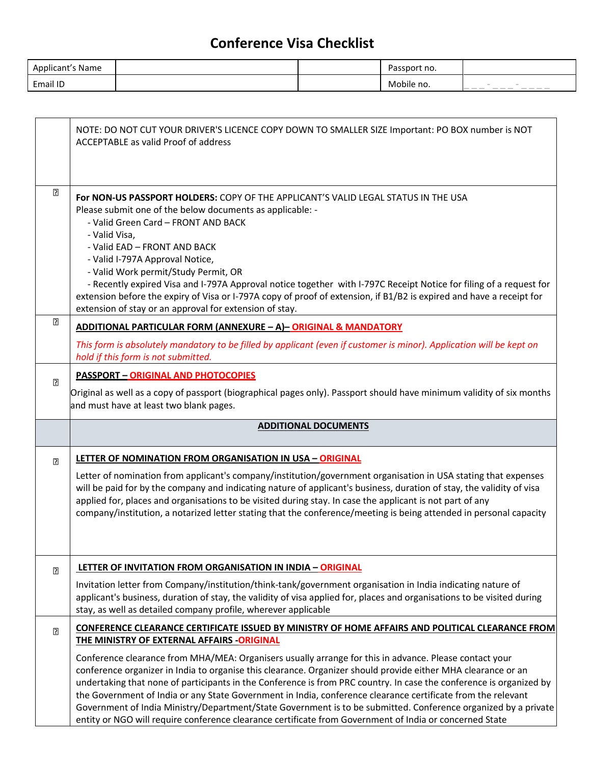# Conference Visa Checklist

| Applicant's Name | | | Passport no. | |
|---|---|---|---|---|
| Email ID | | | Mobile no. | ___-___-____ |

| | |
|---|---|
| | NOTE: DO NOT CUT YOUR DRIVER'S LICENCE COPY DOWN TO SMALLER SIZE Important: PO BOX number is NOT ACCEPTABLE as valid Proof of address |
| ☐ | **For NON-US PASSPORT HOLDERS:** COPY OF THE APPLICANT'S VALID LEGAL STATUS IN THE USA<br>Please submit one of the below documents as applicable: -<br>- Valid Green Card – FRONT AND BACK<br>- Valid Visa,<br>- Valid EAD – FRONT AND BACK<br>- Valid I-797A Approval Notice,<br>- Valid Work permit/Study Permit, OR<br>- Recently expired Visa and I-797A Approval notice together with I-797C Receipt Notice for filing of a request for extension before the expiry of Visa or I-797A copy of proof of extension, if B1/B2 is expired and have a receipt for extension of stay or an approval for extension of stay. |
| ☐ | **ADDITIONAL PARTICULAR FORM (ANNEXURE – A)– ORIGINAL & MANDATORY**<br>*This form is absolutely mandatory to be filled by applicant (even if customer is minor). Application will be kept on hold if this form is not submitted.* |
| ☐ | **PASSPORT – ORIGINAL AND PHOTOCOPIES**<br>Original as well as a copy of passport (biographical pages only). Passport should have minimum validity of six months and must have at least two blank pages. |
| | **ADDITIONAL DOCUMENTS** |
| ☐ | **LETTER OF NOMINATION FROM ORGANISATION IN USA – ORIGINAL**<br>Letter of nomination from applicant's company/institution/government organisation in USA stating that expenses will be paid for by the company and indicating nature of applicant's business, duration of stay, the validity of visa applied for, places and organisations to be visited during stay. In case the applicant is not part of any company/institution, a notarized letter stating that the conference/meeting is being attended in personal capacity |
| ☐ | **LETTER OF INVITATION FROM ORGANISATION IN INDIA – ORIGINAL**<br>Invitation letter from Company/institution/think-tank/government organisation in India indicating nature of applicant's business, duration of stay, the validity of visa applied for, places and organisations to be visited during stay, as well as detailed company profile, wherever applicable |
| ☐ | **CONFERENCE CLEARANCE CERTIFICATE ISSUED BY MINISTRY OF HOME AFFAIRS AND POLITICAL CLEARANCE FROM THE MINISTRY OF EXTERNAL AFFAIRS -ORIGINAL**<br>Conference clearance from MHA/MEA: Organisers usually arrange for this in advance. Please contact your conference organizer in India to organise this clearance. Organizer should provide either MHA clearance or an undertaking that none of participants in the Conference is from PRC country. In case the conference is organized by the Government of India or any State Government in India, conference clearance certificate from the relevant Government of India Ministry/Department/State Government is to be submitted. Conference organized by a private entity or NGO will require conference clearance certificate from Government of India or concerned State |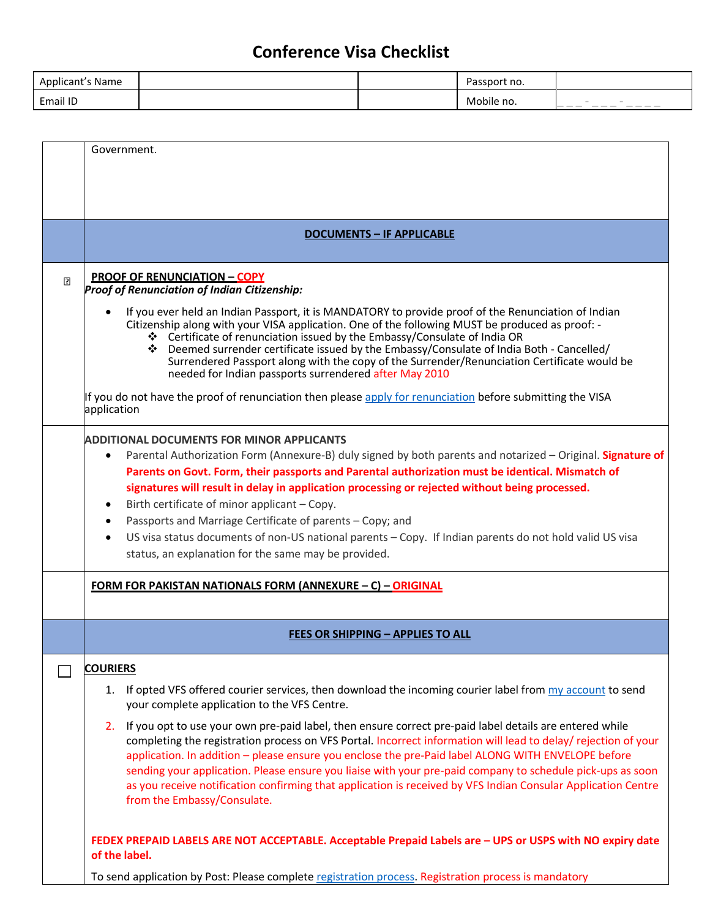# Conference Visa Checklist

| Applicant's Name | | | Passport no. | |
|---|---|---|---|---|
| Email ID | | | Mobile no. | ___-___-____ |

Government.

**DOCUMENTS – IF APPLICABLE**

**PROOF OF RENUNCIATION – COPY**

***Proof of Renunciation of Indian Citizenship:***

- If you ever held an Indian Passport, it is MANDATORY to provide proof of the Renunciation of Indian Citizenship along with your VISA application. One of the following MUST be produced as proof: -
  - Certificate of renunciation issued by the Embassy/Consulate of India OR
  - Deemed surrender certificate issued by the Embassy/Consulate of India Both - Cancelled/ Surrendered Passport along with the copy of the Surrender/Renunciation Certificate would be needed for Indian passports surrendered after May 2010

If you do not have the proof of renunciation then please apply for renunciation before submitting the VISA application

**ADDITIONAL DOCUMENTS FOR MINOR APPLICANTS**

- Parental Authorization Form (Annexure-B) duly signed by both parents and notarized – Original. **Signature of Parents on Govt. Form, their passports and Parental authorization must be identical. Mismatch of signatures will result in delay in application processing or rejected without being processed.**
- Birth certificate of minor applicant – Copy.
- Passports and Marriage Certificate of parents – Copy; and
- US visa status documents of non-US national parents – Copy. If Indian parents do not hold valid US visa status, an explanation for the same may be provided.

**FORM FOR PAKISTAN NATIONALS FORM (ANNEXURE – C) – ORIGINAL**

**FEES OR SHIPPING – APPLIES TO ALL**

☐ **COURIERS**

1. If opted VFS offered courier services, then download the incoming courier label from my account to send your complete application to the VFS Centre.
2. If you opt to use your own pre-paid label, then ensure correct pre-paid label details are entered while completing the registration process on VFS Portal. Incorrect information will lead to delay/ rejection of your application. In addition – please ensure you enclose the pre-Paid label ALONG WITH ENVELOPE before sending your application. Please ensure you liaise with your pre-paid company to schedule pick-ups as soon as you receive notification confirming that application is received by VFS Indian Consular Application Centre from the Embassy/Consulate.

**FEDEX PREPAID LABELS ARE NOT ACCEPTABLE. Acceptable Prepaid Labels are – UPS or USPS with NO expiry date of the label.**

To send application by Post: Please complete registration process. Registration process is mandatory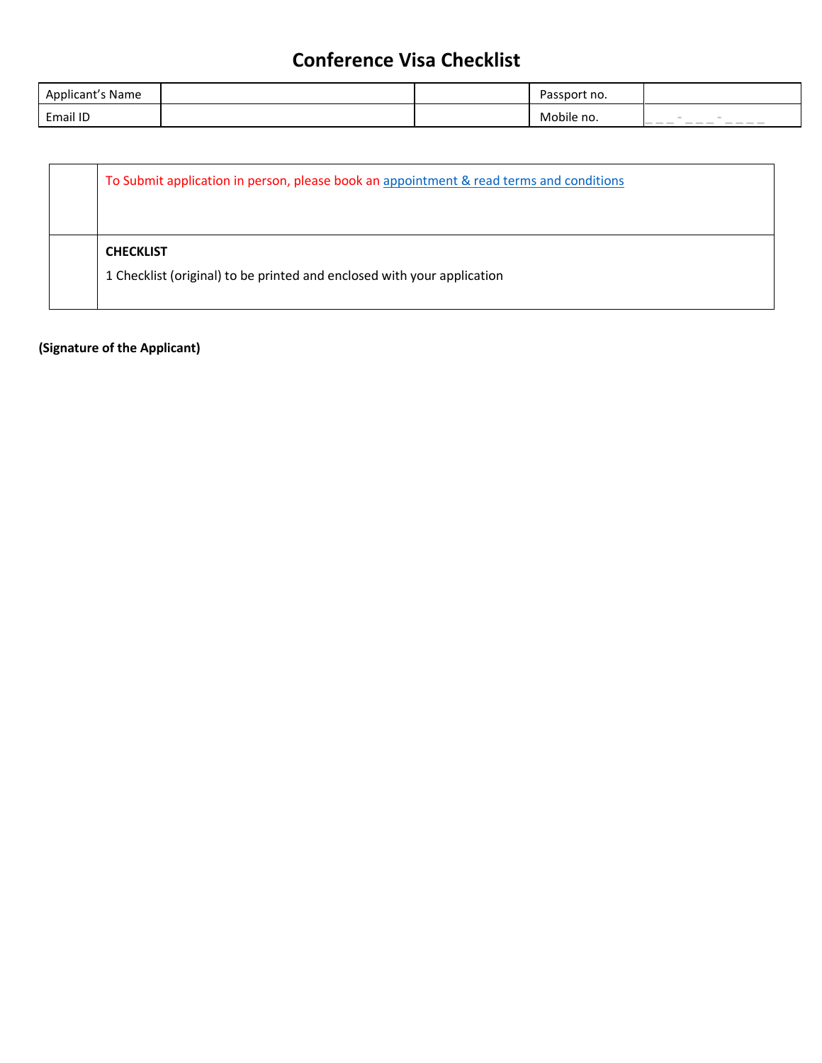# Conference Visa Checklist

| | | | | |
|---|---|---|---|---|
| Applicant's Name | | | Passport no. | |
| Email ID | | | Mobile no. | _ _ _-_ _ _-_ _ _ _ |

| | |
|---|---|
| | To Submit application in person, please book an [appointment & read terms and conditions]() |
| | **CHECKLIST**<br>1 Checklist (original) to be printed and enclosed with your application |

**(Signature of the Applicant)**